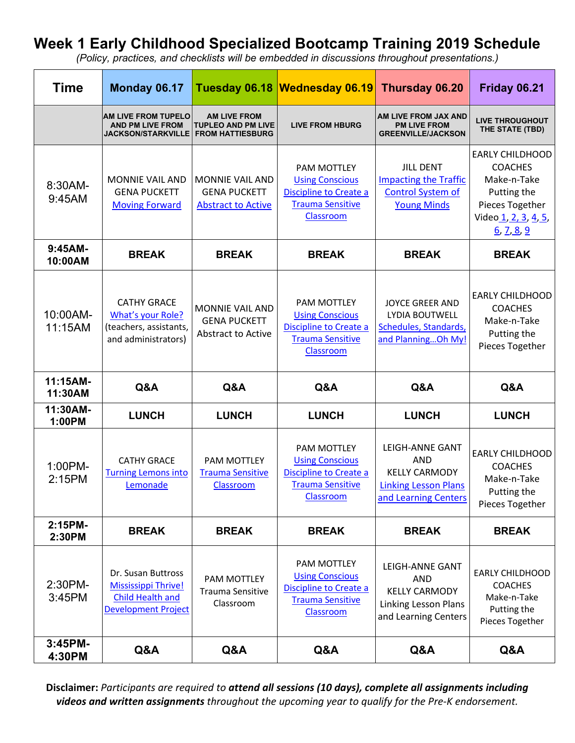# Week 1 Early Childhood Specialized Bootcamp Training 2019 Schedule

*(Policy, practices, and checklists will be embedded in discussions throughout presentations.)*

| Time | Monday 06.17 | Tuesday 06.18 | Wednesday 06.19 | Thursday 06.20 | Friday 06.21 |
|---|---|---|---|---|---|
| | AM LIVE FROM TUPELO AND PM LIVE FROM JACKSON/STARKVILLE | AM LIVE FROM TUPLEO AND PM LIVE FROM HATTIESBURG | LIVE FROM HBURG | AM LIVE FROM JAX AND PM LIVE FROM GREENVILLE/JACKSON | LIVE THROUGHOUT THE STATE (TBD) |
| 8:30AM-9:45AM | MONNIE VAIL AND GENA PUCKETT Moving Forward | MONNIE VAIL AND GENA PUCKETT Abstract to Active | PAM MOTTLEY Using Conscious Discipline to Create a Trauma Sensitive Classroom | JILL DENT Impacting the Traffic Control System of Young Minds | EARLY CHILDHOOD COACHES Make-n-Take Putting the Pieces Together Video 1, 2, 3, 4, 5, 6, 7, 8, 9 |
| 9:45AM-10:00AM | **BREAK** | **BREAK** | **BREAK** | **BREAK** | **BREAK** |
| 10:00AM-11:15AM | CATHY GRACE What's your Role? (teachers, assistants, and administrators) | MONNIE VAIL AND GENA PUCKETT Abstract to Active | PAM MOTTLEY Using Conscious Discipline to Create a Trauma Sensitive Classroom | JOYCE GREER AND LYDIA BOUTWELL Schedules, Standards, and Planning…Oh My! | EARLY CHILDHOOD COACHES Make-n-Take Putting the Pieces Together |
| 11:15AM-11:30AM | **Q&A** | **Q&A** | **Q&A** | **Q&A** | **Q&A** |
| 11:30AM-1:00PM | **LUNCH** | **LUNCH** | **LUNCH** | **LUNCH** | **LUNCH** |
| 1:00PM-2:15PM | CATHY GRACE Turning Lemons into Lemonade | PAM MOTTLEY Trauma Sensitive Classroom | PAM MOTTLEY Using Conscious Discipline to Create a Trauma Sensitive Classroom | LEIGH-ANNE GANT AND KELLY CARMODY Linking Lesson Plans and Learning Centers | EARLY CHILDHOOD COACHES Make-n-Take Putting the Pieces Together |
| 2:15PM-2:30PM | **BREAK** | **BREAK** | **BREAK** | **BREAK** | **BREAK** |
| 2:30PM-3:45PM | Dr. Susan Buttross Mississippi Thrive! Child Health and Development Project | PAM MOTTLEY Trauma Sensitive Classroom | PAM MOTTLEY Using Conscious Discipline to Create a Trauma Sensitive Classroom | LEIGH-ANNE GANT AND KELLY CARMODY Linking Lesson Plans and Learning Centers | EARLY CHILDHOOD COACHES Make-n-Take Putting the Pieces Together |
| 3:45PM-4:30PM | **Q&A** | **Q&A** | **Q&A** | **Q&A** | **Q&A** |

**Disclaimer:** *Participants are required to* ***attend all sessions (10 days), complete all assignments including videos and written assignments*** *throughout the upcoming year to qualify for the Pre-K endorsement.*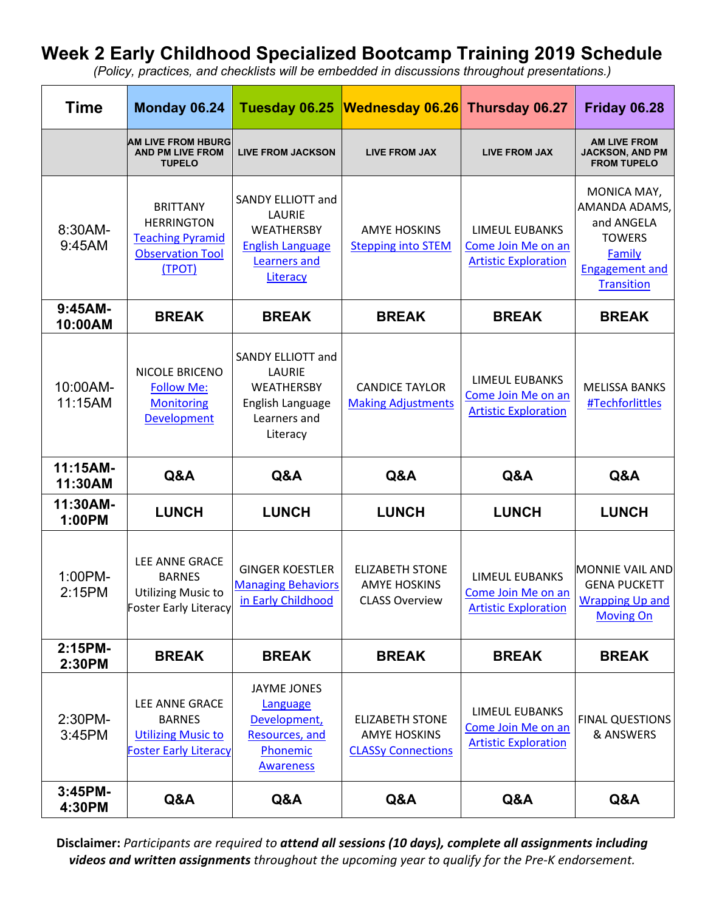# Week 2 Early Childhood Specialized Bootcamp Training 2019 Schedule

*(Policy, practices, and checklists will be embedded in discussions throughout presentations.)*

| Time | Monday 06.24 | Tuesday 06.25 | Wednesday 06.26 | Thursday 06.27 | Friday 06.28 |
|---|---|---|---|---|---|
| | AM LIVE FROM HBURG AND PM LIVE FROM TUPELO | LIVE FROM JACKSON | LIVE FROM JAX | LIVE FROM JAX | AM LIVE FROM JACKSON, AND PM FROM TUPELO |
| 8:30AM-9:45AM | BRITTANY HERRINGTON Teaching Pyramid Observation Tool (TPOT) | SANDY ELLIOTT and LAURIE WEATHERSBY English Language Learners and Literacy | AMYE HOSKINS Stepping into STEM | LIMEUL EUBANKS Come Join Me on an Artistic Exploration | MONICA MAY, AMANDA ADAMS, and ANGELA TOWERS Family Engagement and Transition |
| **9:45AM-10:00AM** | **BREAK** | **BREAK** | **BREAK** | **BREAK** | **BREAK** |
| 10:00AM-11:15AM | NICOLE BRICENO Follow Me: Monitoring Development | SANDY ELLIOTT and LAURIE WEATHERSBY English Language Learners and Literacy | CANDICE TAYLOR Making Adjustments | LIMEUL EUBANKS Come Join Me on an Artistic Exploration | MELISSA BANKS #Techforlittles |
| **11:15AM-11:30AM** | **Q&A** | **Q&A** | **Q&A** | **Q&A** | **Q&A** |
| **11:30AM-1:00PM** | **LUNCH** | **LUNCH** | **LUNCH** | **LUNCH** | **LUNCH** |
| 1:00PM-2:15PM | LEE ANNE GRACE BARNES Utilizing Music to Foster Early Literacy | GINGER KOESTLER Managing Behaviors in Early Childhood | ELIZABETH STONE AMYE HOSKINS CLASS Overview | LIMEUL EUBANKS Come Join Me on an Artistic Exploration | MONNIE VAIL AND GENA PUCKETT Wrapping Up and Moving On |
| **2:15PM-2:30PM** | **BREAK** | **BREAK** | **BREAK** | **BREAK** | **BREAK** |
| 2:30PM-3:45PM | LEE ANNE GRACE BARNES Utilizing Music to Foster Early Literacy | JAYME JONES Language Development, Resources, and Phonemic Awareness | ELIZABETH STONE AMYE HOSKINS CLASSy Connections | LIMEUL EUBANKS Come Join Me on an Artistic Exploration | FINAL QUESTIONS & ANSWERS |
| **3:45PM-4:30PM** | **Q&A** | **Q&A** | **Q&A** | **Q&A** | **Q&A** |

**Disclaimer:** *Participants are required to* ***attend all sessions (10 days), complete all assignments including videos and written assignments*** *throughout the upcoming year to qualify for the Pre-K endorsement.*